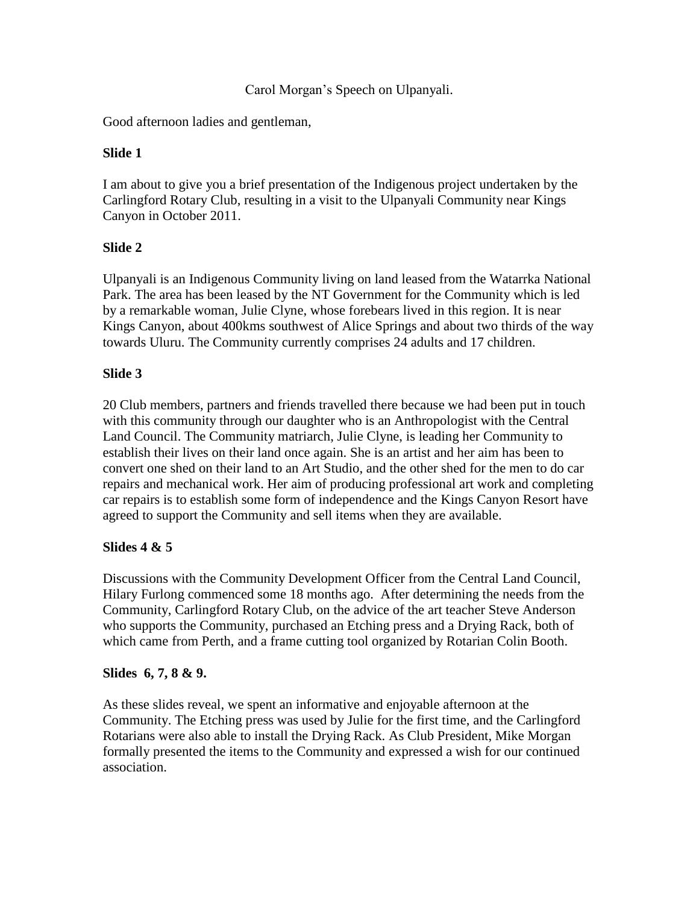Carol Morgan's Speech on Ulpanyali.

Good afternoon ladies and gentleman,

**Slide 1**

I am about to give you a brief presentation of the Indigenous project undertaken by the Carlingford Rotary Club, resulting in a visit to the Ulpanyali Community near Kings Canyon in October 2011.

**Slide 2**

Ulpanyali is an Indigenous Community living on land leased from the Watarrka National Park. The area has been leased by the NT Government for the Community which is led by a remarkable woman, Julie Clyne, whose forebears lived in this region. It is near Kings Canyon, about 400kms southwest of Alice Springs and about two thirds of the way towards Uluru. The Community currently comprises 24 adults and 17 children.

**Slide 3**

20 Club members, partners and friends travelled there because we had been put in touch with this community through our daughter who is an Anthropologist with the Central Land Council. The Community matriarch, Julie Clyne, is leading her Community to establish their lives on their land once again. She is an artist and her aim has been to convert one shed on their land to an Art Studio, and the other shed for the men to do car repairs and mechanical work. Her aim of producing professional art work and completing car repairs is to establish some form of independence and the Kings Canyon Resort have agreed to support the Community and sell items when they are available.

**Slides 4 & 5**

Discussions with the Community Development Officer from the Central Land Council, Hilary Furlong commenced some 18 months ago. After determining the needs from the Community, Carlingford Rotary Club, on the advice of the art teacher Steve Anderson who supports the Community, purchased an Etching press and a Drying Rack, both of which came from Perth, and a frame cutting tool organized by Rotarian Colin Booth.

**Slides 6, 7, 8 & 9.**

As these slides reveal, we spent an informative and enjoyable afternoon at the Community. The Etching press was used by Julie for the first time, and the Carlingford Rotarians were also able to install the Drying Rack. As Club President, Mike Morgan formally presented the items to the Community and expressed a wish for our continued association.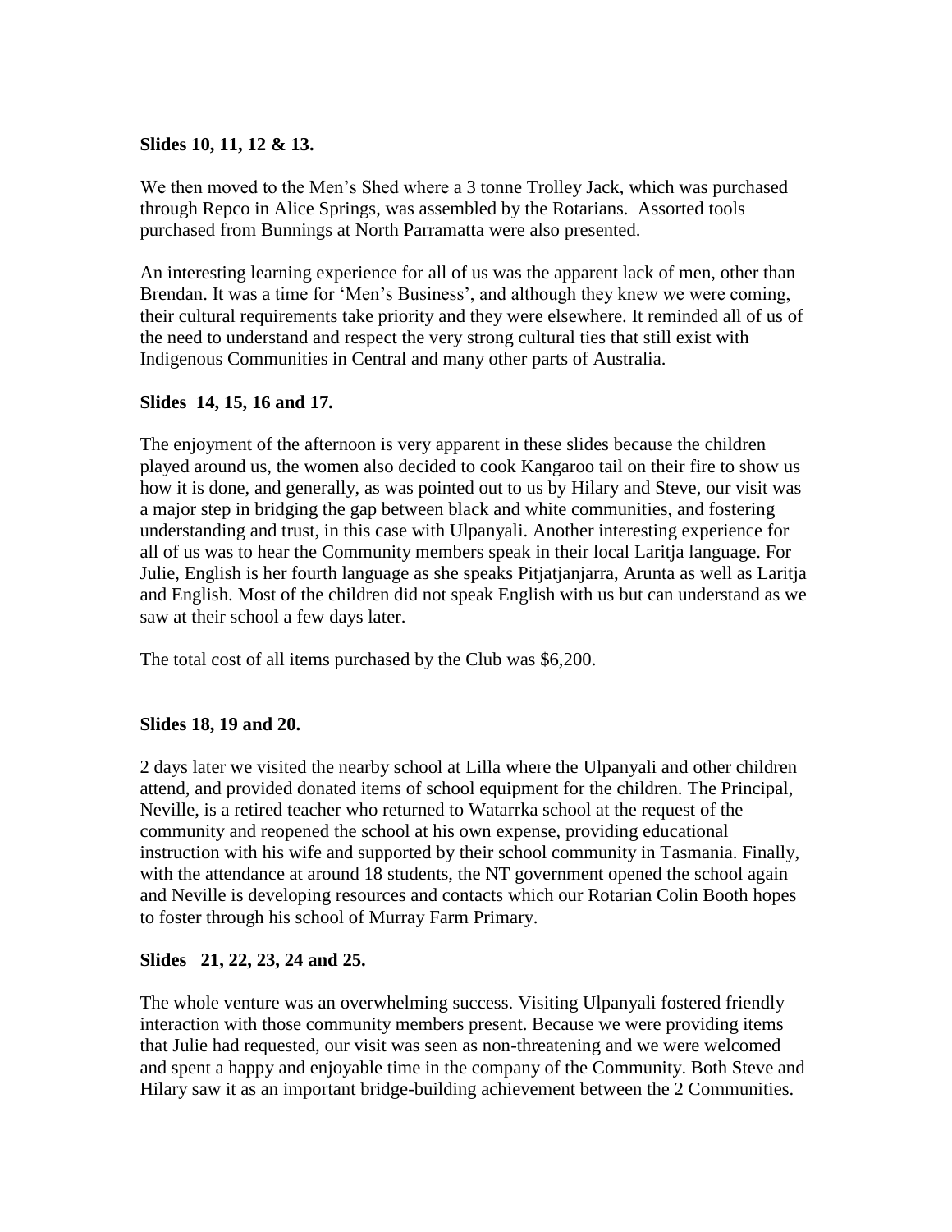**Slides 10, 11, 12 & 13.**

We then moved to the Men's Shed where a 3 tonne Trolley Jack, which was purchased through Repco in Alice Springs, was assembled by the Rotarians. Assorted tools purchased from Bunnings at North Parramatta were also presented.

An interesting learning experience for all of us was the apparent lack of men, other than Brendan. It was a time for 'Men's Business', and although they knew we were coming, their cultural requirements take priority and they were elsewhere. It reminded all of us of the need to understand and respect the very strong cultural ties that still exist with Indigenous Communities in Central and many other parts of Australia.

**Slides 14, 15, 16 and 17.**

The enjoyment of the afternoon is very apparent in these slides because the children played around us, the women also decided to cook Kangaroo tail on their fire to show us how it is done, and generally, as was pointed out to us by Hilary and Steve, our visit was a major step in bridging the gap between black and white communities, and fostering understanding and trust, in this case with Ulpanyali. Another interesting experience for all of us was to hear the Community members speak in their local Laritja language. For Julie, English is her fourth language as she speaks Pitjatjanjarra, Arunta as well as Laritja and English. Most of the children did not speak English with us but can understand as we saw at their school a few days later.

The total cost of all items purchased by the Club was $6,200.

**Slides 18, 19 and 20.**

2 days later we visited the nearby school at Lilla where the Ulpanyali and other children attend, and provided donated items of school equipment for the children. The Principal, Neville, is a retired teacher who returned to Watarrka school at the request of the community and reopened the school at his own expense, providing educational instruction with his wife and supported by their school community in Tasmania. Finally, with the attendance at around 18 students, the NT government opened the school again and Neville is developing resources and contacts which our Rotarian Colin Booth hopes to foster through his school of Murray Farm Primary.

**Slides 21, 22, 23, 24 and 25.**

The whole venture was an overwhelming success. Visiting Ulpanyali fostered friendly interaction with those community members present. Because we were providing items that Julie had requested, our visit was seen as non-threatening and we were welcomed and spent a happy and enjoyable time in the company of the Community. Both Steve and Hilary saw it as an important bridge-building achievement between the 2 Communities.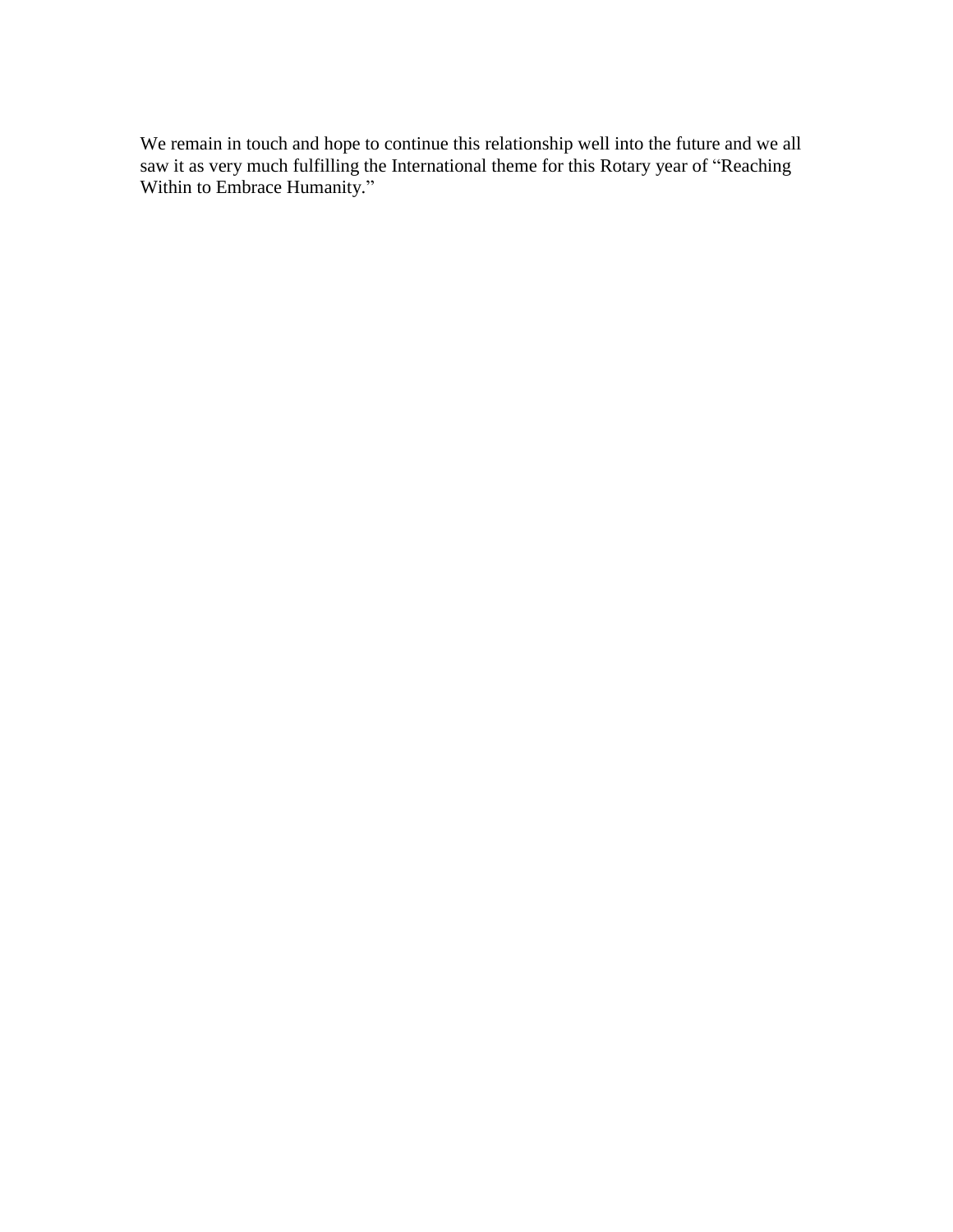We remain in touch and hope to continue this relationship well into the future and we all saw it as very much fulfilling the International theme for this Rotary year of "Reaching Within to Embrace Humanity."